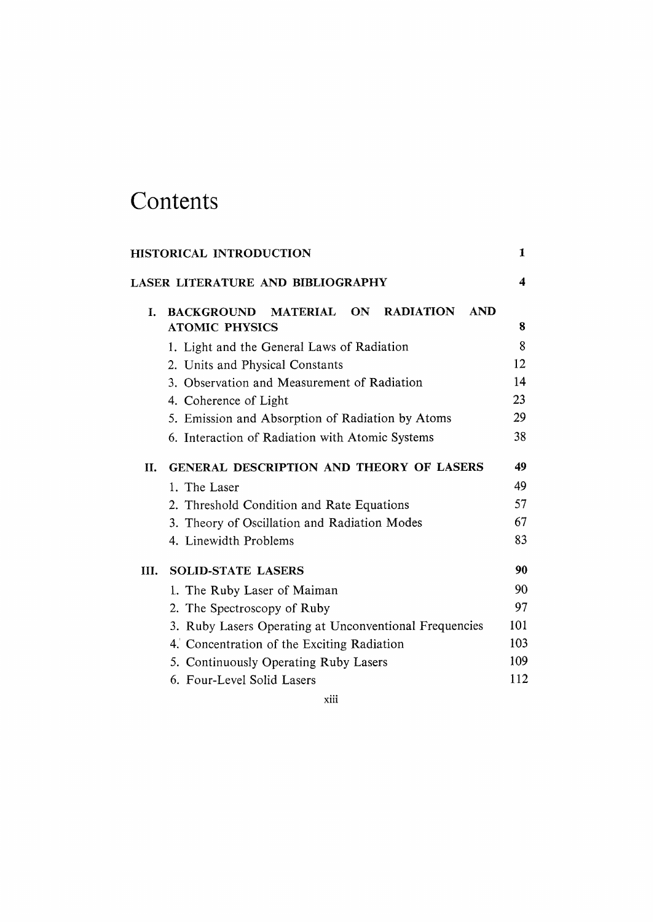# Contents

| | |
|---|---:|
| **HISTORICAL INTRODUCTION** | **1** |
| **LASER LITERATURE AND BIBLIOGRAPHY** | **4** |
| **I. BACKGROUND MATERIAL ON RADIATION AND ATOMIC PHYSICS** | **8** |
| 1. Light and the General Laws of Radiation | 8 |
| 2. Units and Physical Constants | 12 |
| 3. Observation and Measurement of Radiation | 14 |
| 4. Coherence of Light | 23 |
| 5. Emission and Absorption of Radiation by Atoms | 29 |
| 6. Interaction of Radiation with Atomic Systems | 38 |
| **II. GENERAL DESCRIPTION AND THEORY OF LASERS** | **49** |
| 1. The Laser | 49 |
| 2. Threshold Condition and Rate Equations | 57 |
| 3. Theory of Oscillation and Radiation Modes | 67 |
| 4. Linewidth Problems | 83 |
| **III. SOLID-STATE LASERS** | **90** |
| 1. The Ruby Laser of Maiman | 90 |
| 2. The Spectroscopy of Ruby | 97 |
| 3. Ruby Lasers Operating at Unconventional Frequencies | 101 |
| 4. Concentration of the Exciting Radiation | 103 |
| 5. Continuously Operating Ruby Lasers | 109 |
| 6. Four-Level Solid Lasers | 112 |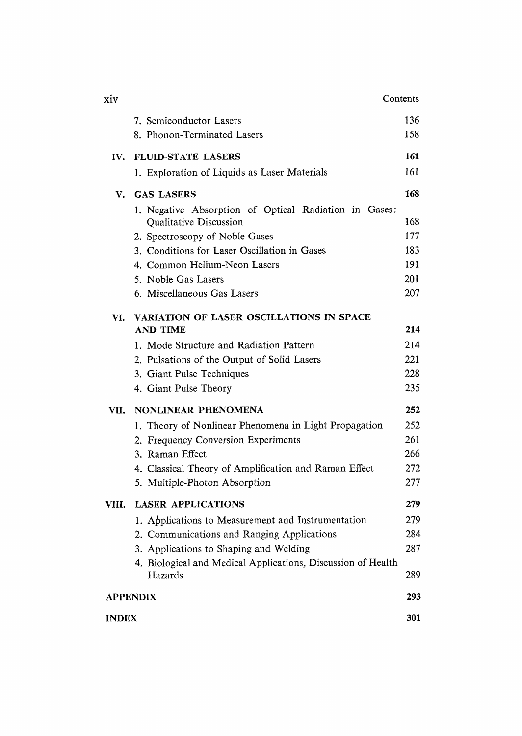| | | |
|---|---|---|
| | 7. Semiconductor Lasers | 136 |
| | 8. Phonon-Terminated Lasers | 158 |
| **IV.** | **FLUID-STATE LASERS** | **161** |
| | 1. Exploration of Liquids as Laser Materials | 161 |
| **V.** | **GAS LASERS** | **168** |
| | 1. Negative Absorption of Optical Radiation in Gases: Qualitative Discussion | 168 |
| | 2. Spectroscopy of Noble Gases | 177 |
| | 3. Conditions for Laser Oscillation in Gases | 183 |
| | 4. Common Helium-Neon Lasers | 191 |
| | 5. Noble Gas Lasers | 201 |
| | 6. Miscellaneous Gas Lasers | 207 |
| **VI.** | **VARIATION OF LASER OSCILLATIONS IN SPACE AND TIME** | **214** |
| | 1. Mode Structure and Radiation Pattern | 214 |
| | 2. Pulsations of the Output of Solid Lasers | 221 |
| | 3. Giant Pulse Techniques | 228 |
| | 4. Giant Pulse Theory | 235 |
| **VII.** | **NONLINEAR PHENOMENA** | **252** |
| | 1. Theory of Nonlinear Phenomena in Light Propagation | 252 |
| | 2. Frequency Conversion Experiments | 261 |
| | 3. Raman Effect | 266 |
| | 4. Classical Theory of Amplification and Raman Effect | 272 |
| | 5. Multiple-Photon Absorption | 277 |
| **VIII.** | **LASER APPLICATIONS** | **279** |
| | 1. Applications to Measurement and Instrumentation | 279 |
| | 2. Communications and Ranging Applications | 284 |
| | 3. Applications to Shaping and Welding | 287 |
| | 4. Biological and Medical Applications, Discussion of Health Hazards | 289 |
| **APPENDIX** | | **293** |
| **INDEX** | | **301** |